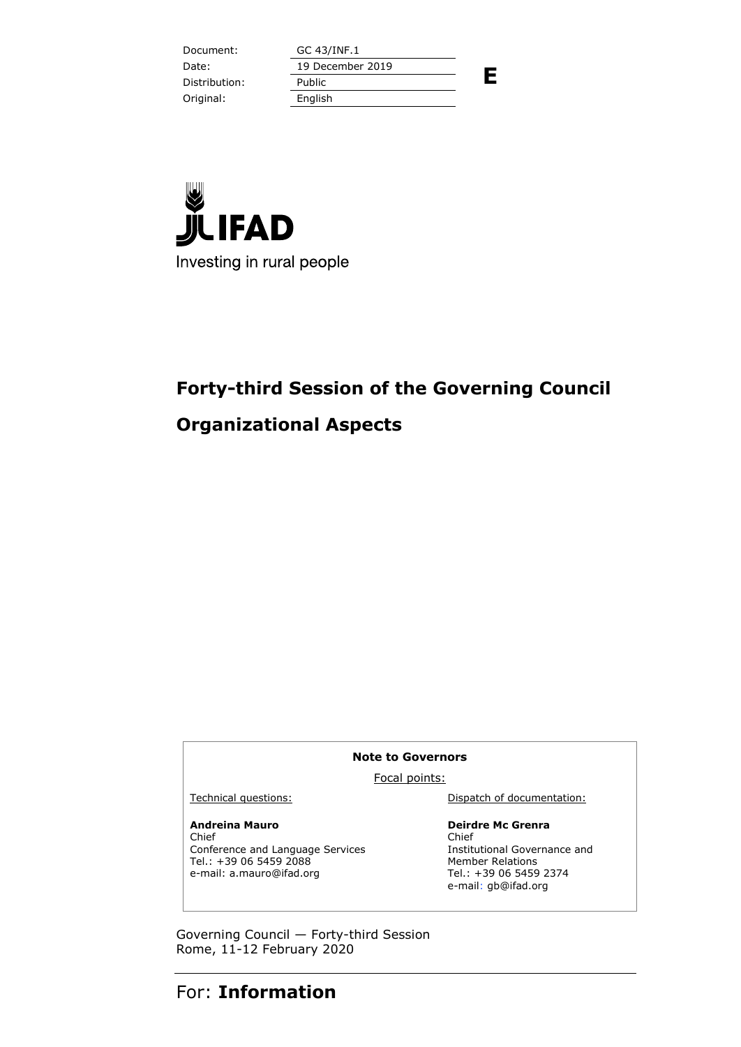| Document: | GC 43/INF.1 |
| --- | --- |
| Date: | 19 December 2019 |
| Distribution: | Public |
| Original: | English |

**E**

IFAD

Investing in rural people

# Forty-third Session of the Governing Council

# Organizational Aspects

**Note to Governors**

Focal points:

| Technical questions: | Dispatch of documentation: |
| --- | --- |
| **Andreina Mauro**<br>Chief<br>Conference and Language Services<br>Tel.: +39 06 5459 2088<br>e-mail: a.mauro@ifad.org | **Deirdre Mc Grenra**<br>Chief<br>Institutional Governance and Member Relations<br>Tel.: +39 06 5459 2374<br>e-mail: gb@ifad.org |

Governing Council — Forty-third Session
Rome, 11-12 February 2020

For: **Information**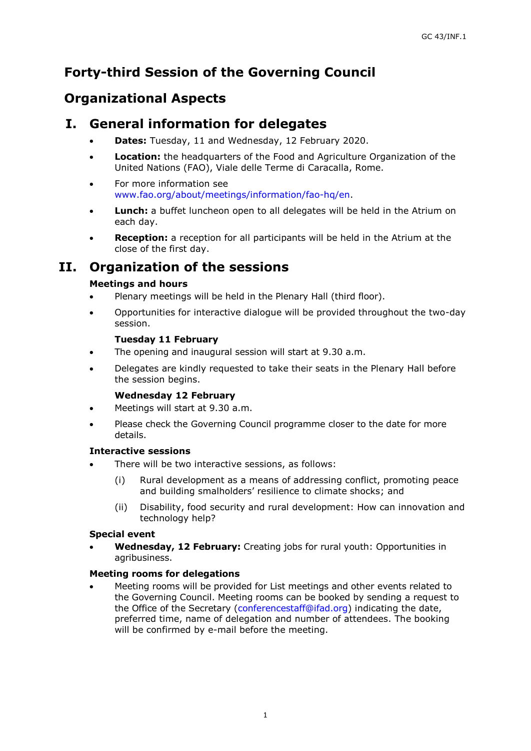# Forty-third Session of the Governing Council

# Organizational Aspects

## I. General information for delegates

- **Dates:** Tuesday, 11 and Wednesday, 12 February 2020.
- **Location:** the headquarters of the Food and Agriculture Organization of the United Nations (FAO), Viale delle Terme di Caracalla, Rome.
- For more information see www.fao.org/about/meetings/information/fao-hq/en.
- **Lunch:** a buffet luncheon open to all delegates will be held in the Atrium on each day.
- **Reception:** a reception for all participants will be held in the Atrium at the close of the first day.

## II. Organization of the sessions

### Meetings and hours

- Plenary meetings will be held in the Plenary Hall (third floor).
- Opportunities for interactive dialogue will be provided throughout the two-day session.

#### Tuesday 11 February

- The opening and inaugural session will start at 9.30 a.m.
- Delegates are kindly requested to take their seats in the Plenary Hall before the session begins.

#### Wednesday 12 February

- Meetings will start at 9.30 a.m.
- Please check the Governing Council programme closer to the date for more details.

### Interactive sessions

- There will be two interactive sessions, as follows:
  - (i) Rural development as a means of addressing conflict, promoting peace and building smallholders' resilience to climate shocks; and
  - (ii) Disability, food security and rural development: How can innovation and technology help?

### Special event

- **Wednesday, 12 February:** Creating jobs for rural youth: Opportunities in agribusiness.

### Meeting rooms for delegations

- Meeting rooms will be provided for List meetings and other events related to the Governing Council. Meeting rooms can be booked by sending a request to the Office of the Secretary (conferencestaff@ifad.org) indicating the date, preferred time, name of delegation and number of attendees. The booking will be confirmed by e-mail before the meeting.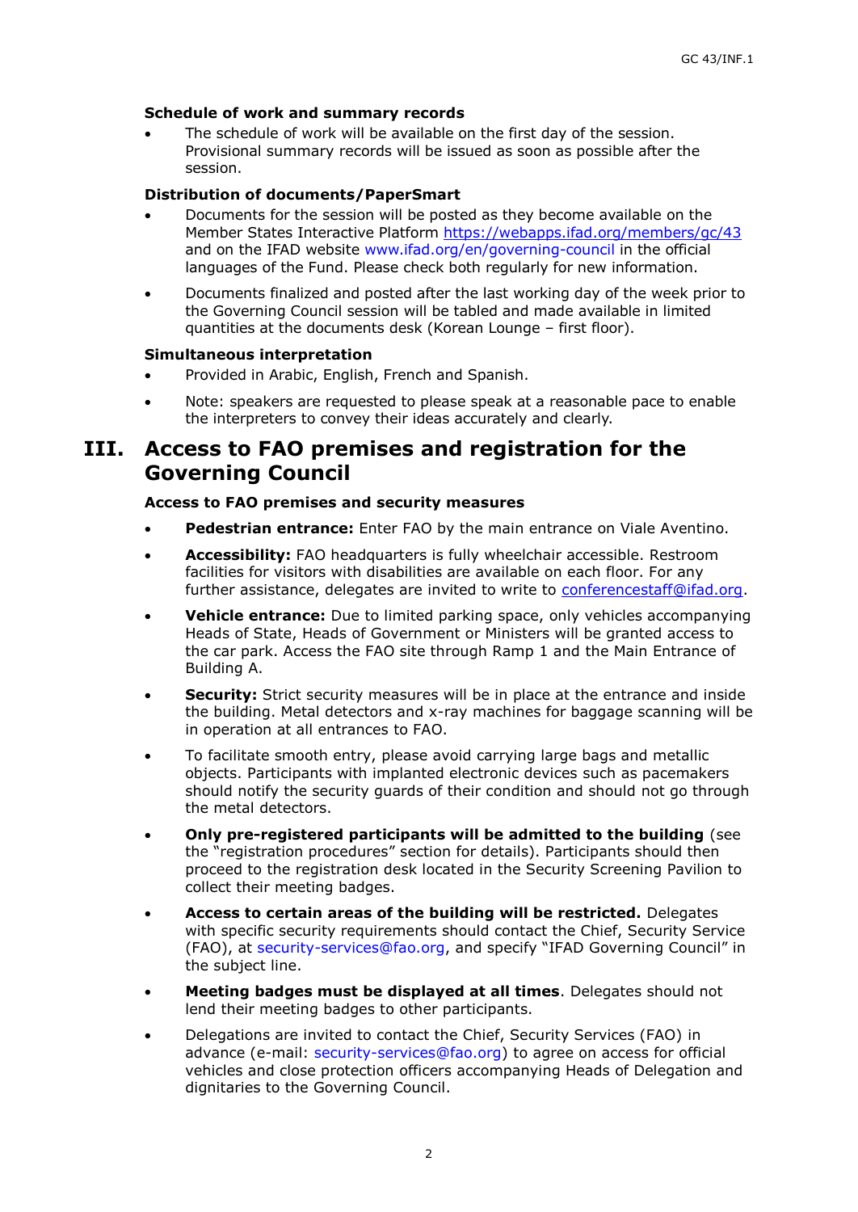#### Schedule of work and summary records

- The schedule of work will be available on the first day of the session. Provisional summary records will be issued as soon as possible after the session.

#### Distribution of documents/PaperSmart

- Documents for the session will be posted as they become available on the Member States Interactive Platform https://webapps.ifad.org/members/gc/43 and on the IFAD website www.ifad.org/en/governing-council in the official languages of the Fund. Please check both regularly for new information.
- Documents finalized and posted after the last working day of the week prior to the Governing Council session will be tabled and made available in limited quantities at the documents desk (Korean Lounge – first floor).

#### Simultaneous interpretation

- Provided in Arabic, English, French and Spanish.
- Note: speakers are requested to please speak at a reasonable pace to enable the interpreters to convey their ideas accurately and clearly.

# III. Access to FAO premises and registration for the Governing Council

#### Access to FAO premises and security measures

- **Pedestrian entrance:** Enter FAO by the main entrance on Viale Aventino.
- **Accessibility:** FAO headquarters is fully wheelchair accessible. Restroom facilities for visitors with disabilities are available on each floor. For any further assistance, delegates are invited to write to conferencestaff@ifad.org.
- **Vehicle entrance:** Due to limited parking space, only vehicles accompanying Heads of State, Heads of Government or Ministers will be granted access to the car park. Access the FAO site through Ramp 1 and the Main Entrance of Building A.
- **Security:** Strict security measures will be in place at the entrance and inside the building. Metal detectors and x-ray machines for baggage scanning will be in operation at all entrances to FAO.
- To facilitate smooth entry, please avoid carrying large bags and metallic objects. Participants with implanted electronic devices such as pacemakers should notify the security guards of their condition and should not go through the metal detectors.
- **Only pre-registered participants will be admitted to the building** (see the "registration procedures" section for details). Participants should then proceed to the registration desk located in the Security Screening Pavilion to collect their meeting badges.
- **Access to certain areas of the building will be restricted.** Delegates with specific security requirements should contact the Chief, Security Service (FAO), at security-services@fao.org, and specify "IFAD Governing Council" in the subject line.
- **Meeting badges must be displayed at all times**. Delegates should not lend their meeting badges to other participants.
- Delegations are invited to contact the Chief, Security Services (FAO) in advance (e-mail: security-services@fao.org) to agree on access for official vehicles and close protection officers accompanying Heads of Delegation and dignitaries to the Governing Council.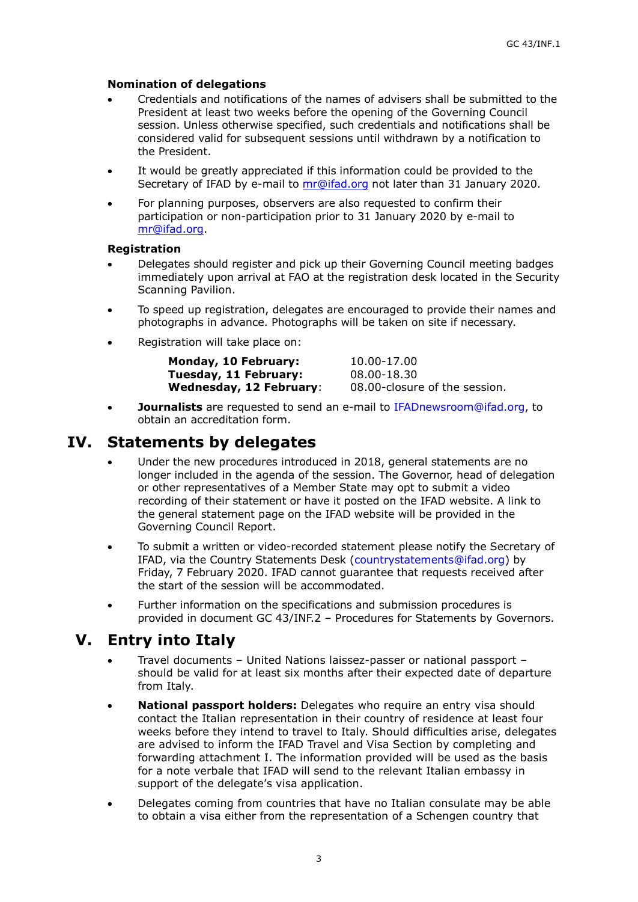### Nomination of delegations

- Credentials and notifications of the names of advisers shall be submitted to the President at least two weeks before the opening of the Governing Council session. Unless otherwise specified, such credentials and notifications shall be considered valid for subsequent sessions until withdrawn by a notification to the President.
- It would be greatly appreciated if this information could be provided to the Secretary of IFAD by e-mail to mr@ifad.org not later than 31 January 2020.
- For planning purposes, observers are also requested to confirm their participation or non-participation prior to 31 January 2020 by e-mail to mr@ifad.org.

### Registration

- Delegates should register and pick up their Governing Council meeting badges immediately upon arrival at FAO at the registration desk located in the Security Scanning Pavilion.
- To speed up registration, delegates are encouraged to provide their names and photographs in advance. Photographs will be taken on site if necessary.
- Registration will take place on:

| | |
|---|---|
| **Monday, 10 February:** | 10.00-17.00 |
| **Tuesday, 11 February:** | 08.00-18.30 |
| **Wednesday, 12 February**: | 08.00-closure of the session. |

- **Journalists** are requested to send an e-mail to IFADnewsroom@ifad.org, to obtain an accreditation form.

## IV. Statements by delegates

- Under the new procedures introduced in 2018, general statements are no longer included in the agenda of the session. The Governor, head of delegation or other representatives of a Member State may opt to submit a video recording of their statement or have it posted on the IFAD website. A link to the general statement page on the IFAD website will be provided in the Governing Council Report.
- To submit a written or video-recorded statement please notify the Secretary of IFAD, via the Country Statements Desk (countrystatements@ifad.org) by Friday, 7 February 2020. IFAD cannot guarantee that requests received after the start of the session will be accommodated.
- Further information on the specifications and submission procedures is provided in document GC 43/INF.2 – Procedures for Statements by Governors.

## V. Entry into Italy

- Travel documents – United Nations laissez-passer or national passport – should be valid for at least six months after their expected date of departure from Italy.
- **National passport holders:** Delegates who require an entry visa should contact the Italian representation in their country of residence at least four weeks before they intend to travel to Italy. Should difficulties arise, delegates are advised to inform the IFAD Travel and Visa Section by completing and forwarding attachment I. The information provided will be used as the basis for a note verbale that IFAD will send to the relevant Italian embassy in support of the delegate's visa application.
- Delegates coming from countries that have no Italian consulate may be able to obtain a visa either from the representation of a Schengen country that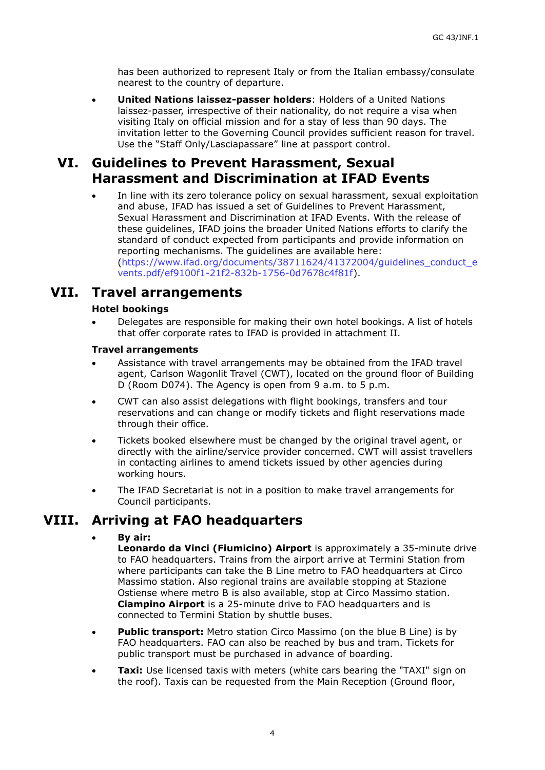has been authorized to represent Italy or from the Italian embassy/consulate nearest to the country of departure.

- **United Nations laissez-passer holders**: Holders of a United Nations laissez-passer, irrespective of their nationality, do not require a visa when visiting Italy on official mission and for a stay of less than 90 days. The invitation letter to the Governing Council provides sufficient reason for travel. Use the "Staff Only/Lasciapassare" line at passport control.

# VI. Guidelines to Prevent Harassment, Sexual Harassment and Discrimination at IFAD Events

- In line with its zero tolerance policy on sexual harassment, sexual exploitation and abuse, IFAD has issued a set of Guidelines to Prevent Harassment, Sexual Harassment and Discrimination at IFAD Events. With the release of these guidelines, IFAD joins the broader United Nations efforts to clarify the standard of conduct expected from participants and provide information on reporting mechanisms. The guidelines are available here: (https://www.ifad.org/documents/38711624/41372004/guidelines_conduct_events.pdf/ef9100f1-21f2-832b-1756-0d7678c4f81f).

# VII. Travel arrangements

### Hotel bookings

- Delegates are responsible for making their own hotel bookings. A list of hotels that offer corporate rates to IFAD is provided in attachment II.

### Travel arrangements

- Assistance with travel arrangements may be obtained from the IFAD travel agent, Carlson Wagonlit Travel (CWT), located on the ground floor of Building D (Room D074). The Agency is open from 9 a.m. to 5 p.m.
- CWT can also assist delegations with flight bookings, transfers and tour reservations and can change or modify tickets and flight reservations made through their office.
- Tickets booked elsewhere must be changed by the original travel agent, or directly with the airline/service provider concerned. CWT will assist travellers in contacting airlines to amend tickets issued by other agencies during working hours.
- The IFAD Secretariat is not in a position to make travel arrangements for Council participants.

# VIII. Arriving at FAO headquarters

- **By air:**
  **Leonardo da Vinci (Fiumicino) Airport** is approximately a 35-minute drive to FAO headquarters. Trains from the airport arrive at Termini Station from where participants can take the B Line metro to FAO headquarters at Circo Massimo station. Also regional trains are available stopping at Stazione Ostiense where metro B is also available, stop at Circo Massimo station. **Ciampino Airport** is a 25-minute drive to FAO headquarters and is connected to Termini Station by shuttle buses.
- **Public transport:** Metro station Circo Massimo (on the blue B Line) is by FAO headquarters. FAO can also be reached by bus and tram. Tickets for public transport must be purchased in advance of boarding.
- **Taxi:** Use licensed taxis with meters (white cars bearing the "TAXI" sign on the roof). Taxis can be requested from the Main Reception (Ground floor,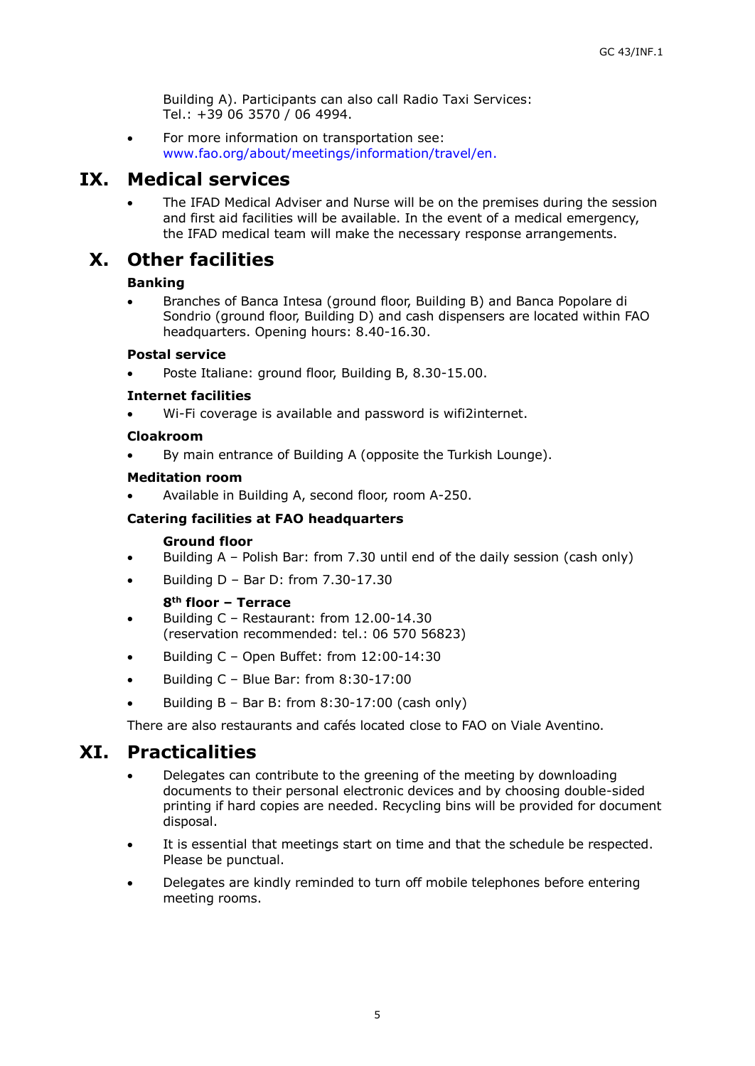Building A). Participants can also call Radio Taxi Services:
Tel.: +39 06 3570 / 06 4994.

- For more information on transportation see: www.fao.org/about/meetings/information/travel/en.

# IX. Medical services

- The IFAD Medical Adviser and Nurse will be on the premises during the session and first aid facilities will be available. In the event of a medical emergency, the IFAD medical team will make the necessary response arrangements.

# X. Other facilities

**Banking**

- Branches of Banca Intesa (ground floor, Building B) and Banca Popolare di Sondrio (ground floor, Building D) and cash dispensers are located within FAO headquarters. Opening hours: 8.40-16.30.

**Postal service**

- Poste Italiane: ground floor, Building B, 8.30-15.00.

**Internet facilities**

- Wi-Fi coverage is available and password is wifi2internet.

**Cloakroom**

- By main entrance of Building A (opposite the Turkish Lounge).

**Meditation room**

- Available in Building A, second floor, room A-250.

**Catering facilities at FAO headquarters**

**Ground floor**

- Building A – Polish Bar: from 7.30 until end of the daily session (cash only)
- Building D – Bar D: from 7.30-17.30

**8th floor – Terrace**

- Building C – Restaurant: from 12.00-14.30
(reservation recommended: tel.: 06 570 56823)
- Building C – Open Buffet: from 12:00-14:30
- Building C – Blue Bar: from 8:30-17:00
- Building B – Bar B: from 8:30-17:00 (cash only)

There are also restaurants and cafés located close to FAO on Viale Aventino.

# XI. Practicalities

- Delegates can contribute to the greening of the meeting by downloading documents to their personal electronic devices and by choosing double-sided printing if hard copies are needed. Recycling bins will be provided for document disposal.
- It is essential that meetings start on time and that the schedule be respected. Please be punctual.
- Delegates are kindly reminded to turn off mobile telephones before entering meeting rooms.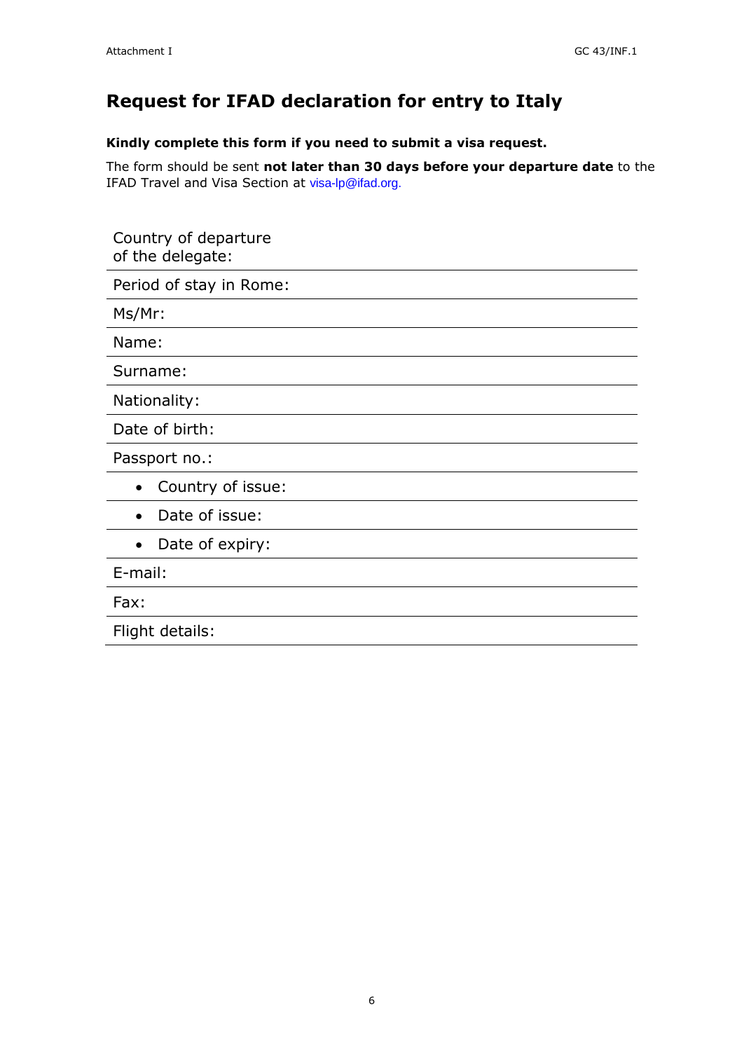# Request for IFAD declaration for entry to Italy

**Kindly complete this form if you need to submit a visa request.**

The form should be sent **not later than 30 days before your departure date** to the IFAD Travel and Visa Section at visa-lp@ifad.org.

| | |
|---|---|
| Country of departure of the delegate: | |
| Period of stay in Rome: | |
| Ms/Mr: | |
| Name: | |
| Surname: | |
| Nationality: | |
| Date of birth: | |
| Passport no.: | |
| • Country of issue: | |
| • Date of issue: | |
| • Date of expiry: | |
| E-mail: | |
| Fax: | |
| Flight details: | |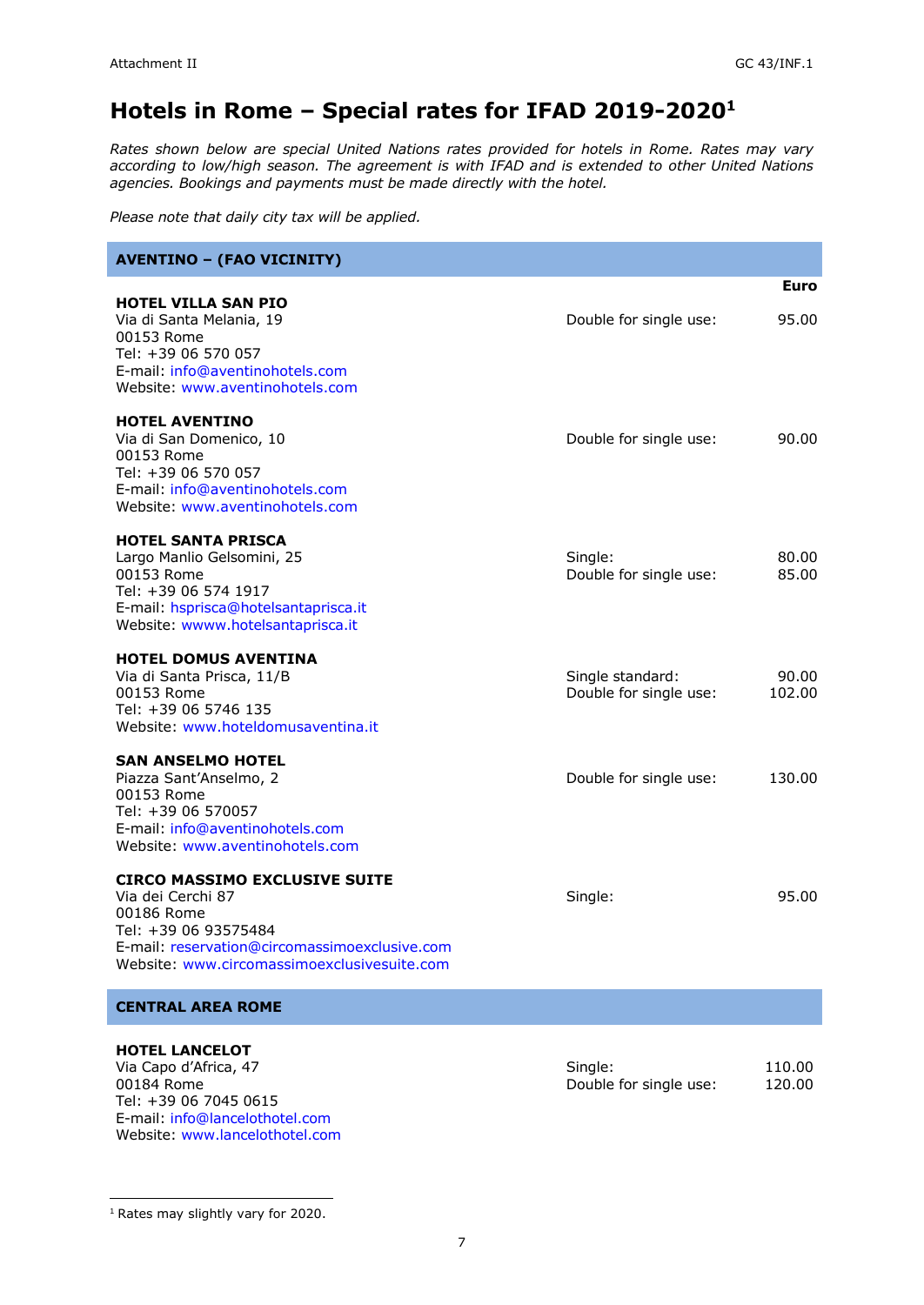# Hotels in Rome – Special rates for IFAD 2019-2020[1]

*Rates shown below are special United Nations rates provided for hotels in Rome. Rates may vary according to low/high season. The agreement is with IFAD and is extended to other United Nations agencies. Bookings and payments must be made directly with the hotel.*

*Please note that daily city tax will be applied.*

| **AVENTINO – (FAO VICINITY)** | | |
|---|---|---|
| | | **Euro** |
| **HOTEL VILLA SAN PIO**<br>Via di Santa Melania, 19<br>00153 Rome<br>Tel: +39 06 570 057<br>E-mail: info@aventinohotels.com<br>Website: www.aventinohotels.com | Double for single use: | 95.00 |
| **HOTEL AVENTINO**<br>Via di San Domenico, 10<br>00153 Rome<br>Tel: +39 06 570 057<br>E-mail: info@aventinohotels.com<br>Website: www.aventinohotels.com | Double for single use: | 90.00 |
| **HOTEL SANTA PRISCA**<br>Largo Manlio Gelsomini, 25<br>00153 Rome<br>Tel: +39 06 574 1917<br>E-mail: hsprisca@hotelsantaprisca.it<br>Website: wwww.hotelsantaprisca.it | Single:<br>Double for single use: | 80.00<br>85.00 |
| **HOTEL DOMUS AVENTINA**<br>Via di Santa Prisca, 11/B<br>00153 Rome<br>Tel: +39 06 5746 135<br>Website: www.hoteldomusaventina.it | Single standard:<br>Double for single use: | 90.00<br>102.00 |
| **SAN ANSELMO HOTEL**<br>Piazza Sant'Anselmo, 2<br>00153 Rome<br>Tel: +39 06 570057<br>E-mail: info@aventinohotels.com<br>Website: www.aventinohotels.com | Double for single use: | 130.00 |
| **CIRCO MASSIMO EXCLUSIVE SUITE**<br>Via dei Cerchi 87<br>00186 Rome<br>Tel: +39 06 93575484<br>E-mail: reservation@circomassimoexclusive.com<br>Website: www.circomassimoexclusivesuite.com | Single: | 95.00 |
| **CENTRAL AREA ROME** | | |
| **HOTEL LANCELOT**<br>Via Capo d'Africa, 47<br>00184 Rome<br>Tel: +39 06 7045 0615<br>E-mail: info@lancelothotel.com<br>Website: www.lancelothotel.com | Single:<br>Double for single use: | 110.00<br>120.00 |

[1] Rates may slightly vary for 2020.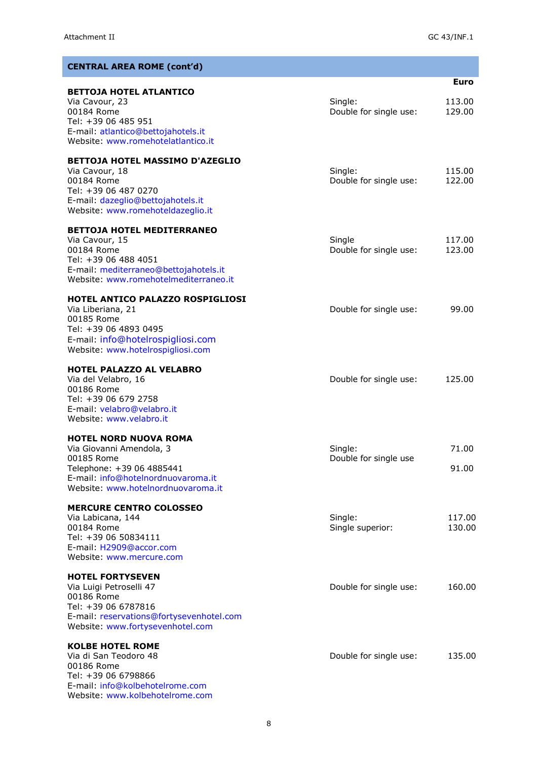## CENTRAL AREA ROME (cont'd)

| | | Euro |
|---|---|---|
| **BETTOJA HOTEL ATLANTICO**<br>Via Cavour, 23<br>00184 Rome<br>Tel: +39 06 485 951<br>E-mail: atlantico@bettojahotels.it<br>Website: www.romehotelatlantico.it | Single:<br>Double for single use: | 113.00<br>129.00 |
| **BETTOJA HOTEL MASSIMO D'AZEGLIO**<br>Via Cavour, 18<br>00184 Rome<br>Tel: +39 06 487 0270<br>E-mail: dazeglio@bettojahotels.it<br>Website: www.romehoteldazeglio.it | Single:<br>Double for single use: | 115.00<br>122.00 |
| **BETTOJA HOTEL MEDITERRANEO**<br>Via Cavour, 15<br>00184 Rome<br>Tel: +39 06 488 4051<br>E-mail: mediterraneo@bettojahotels.it<br>Website: www.romehotelmediterraneo.it | Single<br>Double for single use: | 117.00<br>123.00 |
| **HOTEL ANTICO PALAZZO ROSPIGLIOSI**<br>Via Liberiana, 21<br>00185 Rome<br>Tel: +39 06 4893 0495<br>E-mail: info@hotelrospigliosi.com<br>Website: www.hotelrospigliosi.com | Double for single use: | 99.00 |
| **HOTEL PALAZZO AL VELABRO**<br>Via del Velabro, 16<br>00186 Rome<br>Tel: +39 06 679 2758<br>E-mail: velabro@velabro.it<br>Website: www.velabro.it | Double for single use: | 125.00 |
| **HOTEL NORD NUOVA ROMA**<br>Via Giovanni Amendola, 3<br>00185 Rome<br>Telephone: +39 06 4885441<br>E-mail: info@hotelnordnuovaroma.it<br>Website: www.hotelnordnuovaroma.it | Single:<br>Double for single use | 71.00<br>91.00 |
| **MERCURE CENTRO COLOSSEO**<br>Via Labicana, 144<br>00184 Rome<br>Tel: +39 06 50834111<br>E-mail: H2909@accor.com<br>Website: www.mercure.com | Single:<br>Single superior: | 117.00<br>130.00 |
| **HOTEL FORTYSEVEN**<br>Via Luigi Petroselli 47<br>00186 Rome<br>Tel: +39 06 6787816<br>E-mail: reservations@fortysevenhotel.com<br>Website: www.fortysevenhotel.com | Double for single use: | 160.00 |
| **KOLBE HOTEL ROME**<br>Via di San Teodoro 48<br>00186 Rome<br>Tel: +39 06 6798866<br>E-mail: info@kolbehotelrome.com<br>Website: www.kolbehotelrome.com | Double for single use: | 135.00 |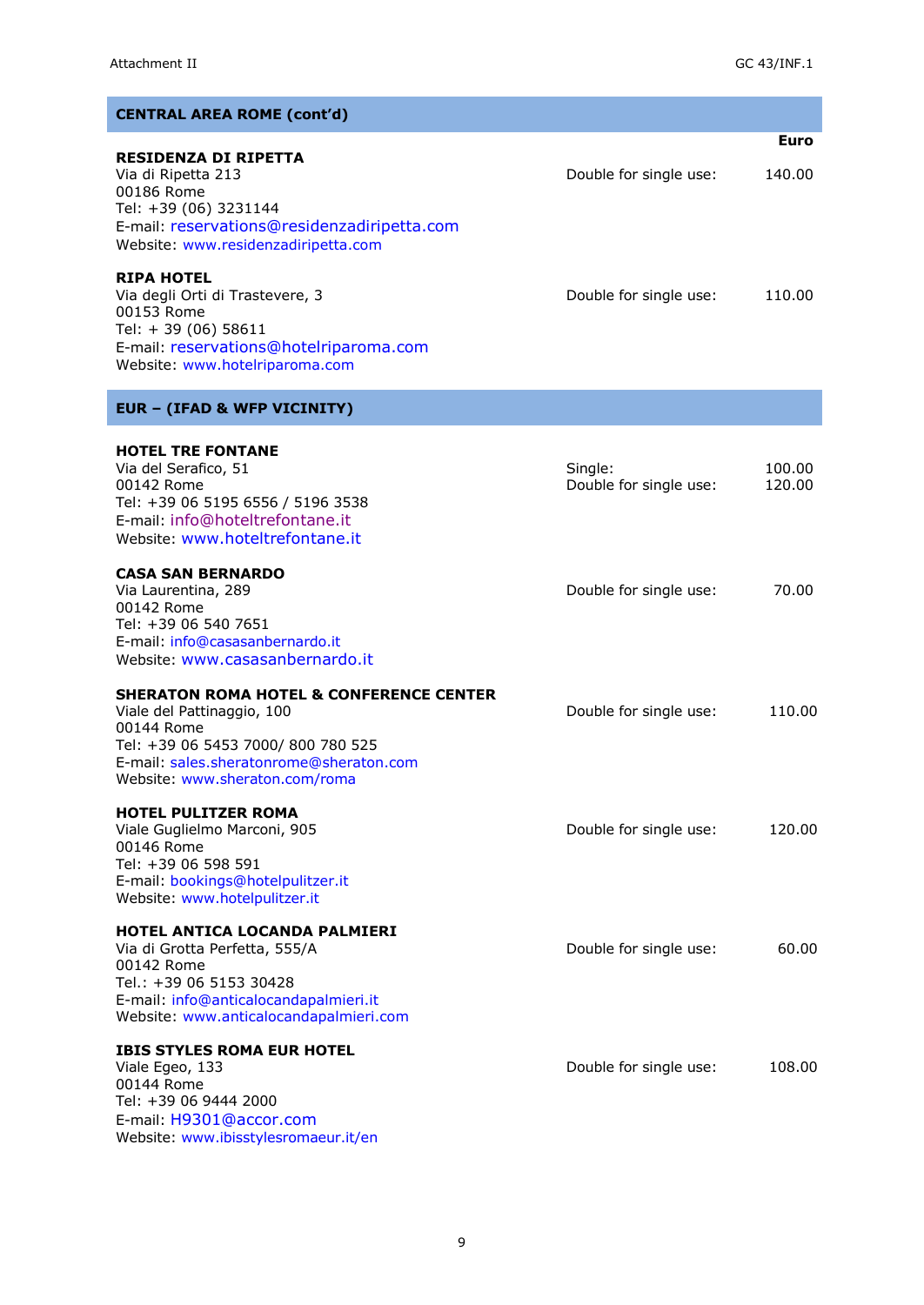## CENTRAL AREA ROME (cont'd)

| | | Euro |
|---|---|---|
| **RESIDENZA DI RIPETTA**<br>Via di Ripetta 213<br>00186 Rome<br>Tel: +39 (06) 3231144<br>E-mail: reservations@residenzadiripetta.com<br>Website: www.residenzadiripetta.com | Double for single use: | 140.00 |
| **RIPA HOTEL**<br>Via degli Orti di Trastevere, 3<br>00153 Rome<br>Tel: + 39 (06) 58611<br>E-mail: reservations@hotelriparoma.com<br>Website: www.hotelriparoma.com | Double for single use: | 110.00 |

## EUR – (IFAD & WFP VICINITY)

| | | Euro |
|---|---|---|
| **HOTEL TRE FONTANE**<br>Via del Serafico, 51<br>00142 Rome<br>Tel: +39 06 5195 6556 / 5196 3538<br>E-mail: info@hoteltrefontane.it<br>Website: www.hoteltrefontane.it | Single:<br>Double for single use: | 100.00<br>120.00 |
| **CASA SAN BERNARDO**<br>Via Laurentina, 289<br>00142 Rome<br>Tel: +39 06 540 7651<br>E-mail: info@casasanbernardo.it<br>Website: www.casasanbernardo.it | Double for single use: | 70.00 |
| **SHERATON ROMA HOTEL & CONFERENCE CENTER**<br>Viale del Pattinaggio, 100<br>00144 Rome<br>Tel: +39 06 5453 7000/ 800 780 525<br>E-mail: sales.sheratonrome@sheraton.com<br>Website: www.sheraton.com/roma | Double for single use: | 110.00 |
| **HOTEL PULITZER ROMA**<br>Viale Guglielmo Marconi, 905<br>00146 Rome<br>Tel: +39 06 598 591<br>E-mail: bookings@hotelpulitzer.it<br>Website: www.hotelpulitzer.it | Double for single use: | 120.00 |
| **HOTEL ANTICA LOCANDA PALMIERI**<br>Via di Grotta Perfetta, 555/A<br>00142 Rome<br>Tel.: +39 06 5153 30428<br>E-mail: info@anticalocandapalmieri.it<br>Website: www.anticalocandapalmieri.com | Double for single use: | 60.00 |
| **IBIS STYLES ROMA EUR HOTEL**<br>Viale Egeo, 133<br>00144 Rome<br>Tel: +39 06 9444 2000<br>E-mail: H9301@accor.com<br>Website: www.ibisstylesromaeur.it/en | Double for single use: | 108.00 |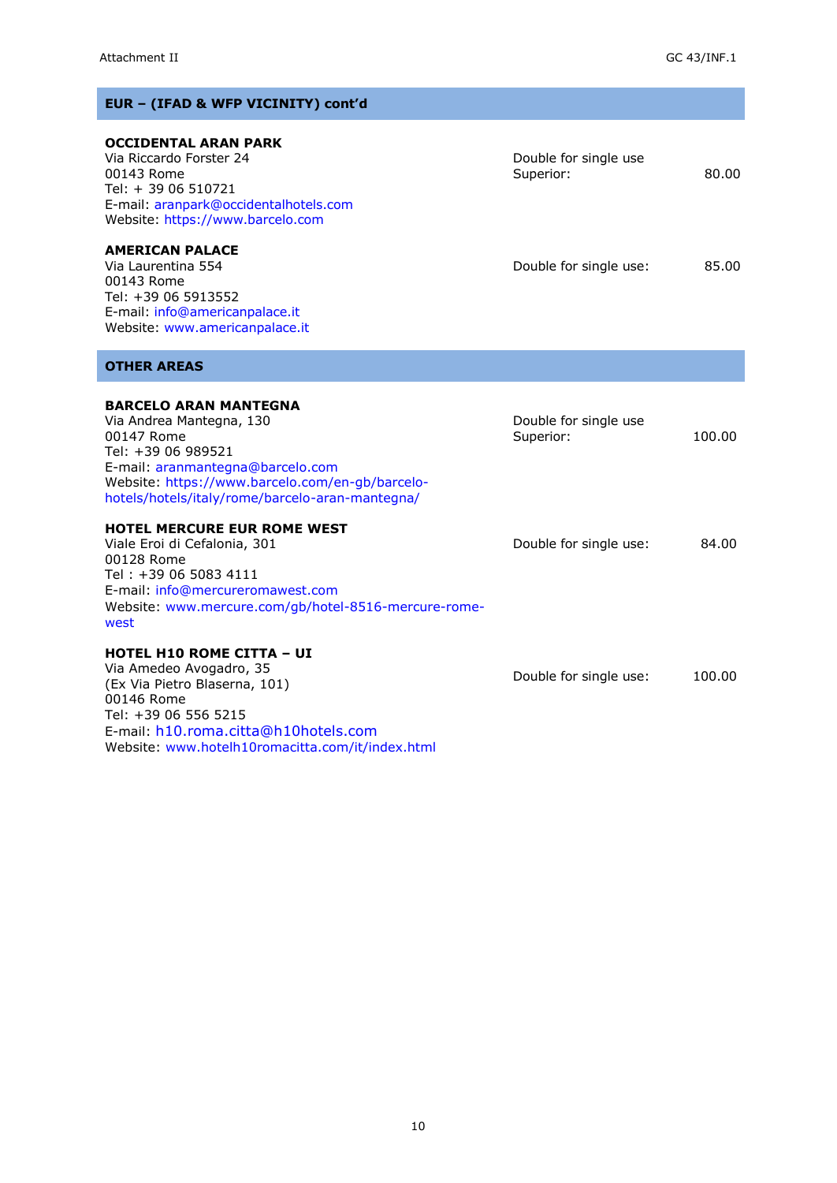## EUR – (IFAD & WFP VICINITY) cont'd

| | | |
|---|---|---|
| **OCCIDENTAL ARAN PARK**<br>Via Riccardo Forster 24<br>00143 Rome<br>Tel: + 39 06 510721<br>E-mail: aranpark@occidentalhotels.com<br>Website: https://www.barcelo.com | Double for single use Superior: | 80.00 |
| **AMERICAN PALACE**<br>Via Laurentina 554<br>00143 Rome<br>Tel: +39 06 5913552<br>E-mail: info@americanpalace.it<br>Website: www.americanpalace.it | Double for single use: | 85.00 |

## OTHER AREAS

| | | |
|---|---|---|
| **BARCELO ARAN MANTEGNA**<br>Via Andrea Mantegna, 130<br>00147 Rome<br>Tel: +39 06 989521<br>E-mail: aranmantegna@barcelo.com<br>Website: https://www.barcelo.com/en-gb/barcelo-hotels/hotels/italy/rome/barcelo-aran-mantegna/ | Double for single use Superior: | 100.00 |
| **HOTEL MERCURE EUR ROME WEST**<br>Viale Eroi di Cefalonia, 301<br>00128 Rome<br>Tel : +39 06 5083 4111<br>E-mail: info@mercureromawest.com<br>Website: www.mercure.com/gb/hotel-8516-mercure-rome-west | Double for single use: | 84.00 |
| **HOTEL H10 ROME CITTA – UI**<br>Via Amedeo Avogadro, 35<br>(Ex Via Pietro Blaserna, 101)<br>00146 Rome<br>Tel: +39 06 556 5215<br>E-mail: h10.roma.citta@h10hotels.com<br>Website: www.hotelh10romacitta.com/it/index.html | Double for single use: | 100.00 |